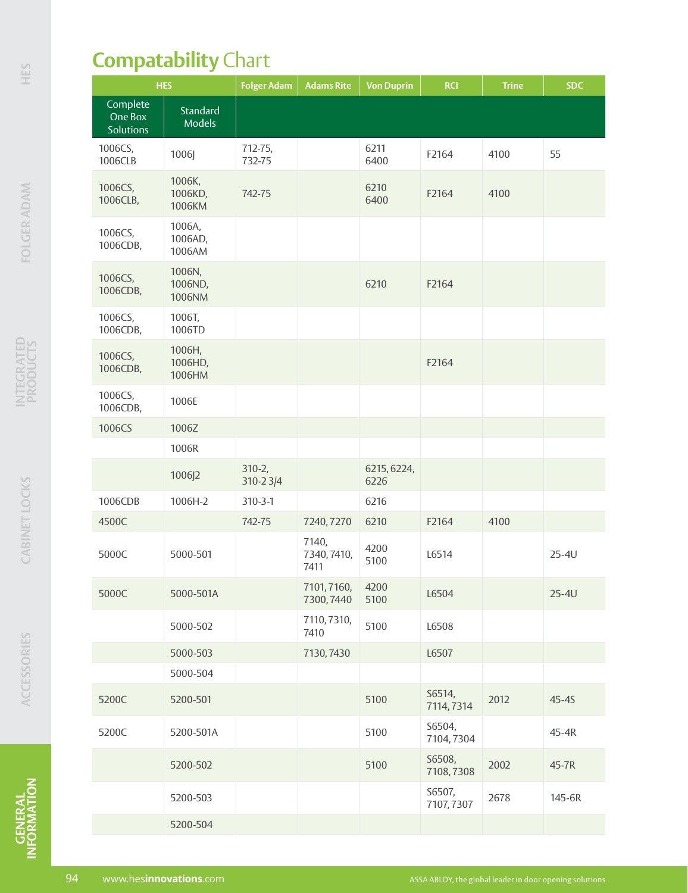# Compatability Chart

| HES | | Folger Adam | Adams Rite | Von Duprin | RCI | Trine | SDC |
|---|---|---|---|---|---|---|---|
| Complete One Box Solutions | Standard Models | | | | | | |
| 1006CS, 1006CLB | 1006J | 712-75, 732-75 | | 6211 6400 | F2164 | 4100 | 55 |
| 1006CS, 1006CLB, | 1006K, 1006KD, 1006KM | 742-75 | | 6210 6400 | F2164 | 4100 | |
| 1006CS, 1006CDB, | 1006A, 1006AD, 1006AM | | | | | | |
| 1006CS, 1006CDB, | 1006N, 1006ND, 1006NM | | | 6210 | F2164 | | |
| 1006CS, 1006CDB, | 1006T, 1006TD | | | | | | |
| 1006CS, 1006CDB, | 1006H, 1006HD, 1006HM | | | | F2164 | | |
| 1006CS, 1006CDB, | 1006E | | | | | | |
| 1006CS | 1006Z | | | | | | |
| | 1006R | | | | | | |
| | 1006J2 | 310-2, 310-2 3/4 | | 6215, 6224, 6226 | | | |
| 1006CDB | 1006H-2 | 310-3-1 | | 6216 | | | |
| 4500C | | 742-75 | 7240, 7270 | 6210 | F2164 | 4100 | |
| 5000C | 5000-501 | | 7140, 7340, 7410, 7411 | 4200 5100 | L6514 | | 25-4U |
| 5000C | 5000-501A | | 7101, 7160, 7300, 7440 | 4200 5100 | L6504 | | 25-4U |
| | 5000-502 | | 7110, 7310, 7410 | 5100 | L6508 | | |
| | 5000-503 | | 7130, 7430 | | L6507 | | |
| | 5000-504 | | | | | | |
| 5200C | 5200-501 | | | 5100 | S6514, 7114, 7314 | 2012 | 45-4S |
| 5200C | 5200-501A | | | 5100 | S6504, 7104, 7304 | | 45-4R |
| | 5200-502 | | | 5100 | S6508, 7108, 7308 | 2002 | 45-7R |
| | 5200-503 | | | | S6507, 7107, 7307 | 2678 | 145-6R |
| | 5200-504 | | | | | | |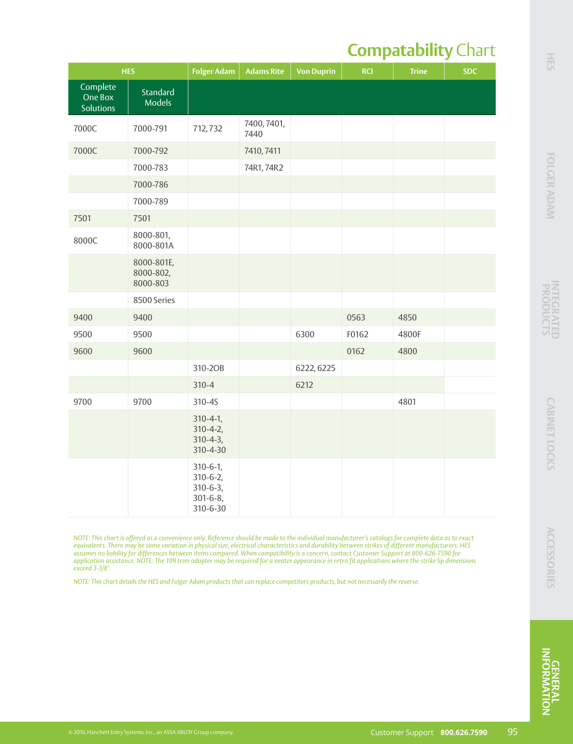# **Compatability** Chart

| HES | | Folger Adam | Adams Rite | Von Duprin | RCI | Trine | SDC |
|---|---|---|---|---|---|---|---|
| Complete One Box Solutions | Standard Models | | | | | | |
| 7000C | 7000-791 | 712, 732 | 7400, 7401, 7440 | | | | |
| 7000C | 7000-792 | | 7410, 7411 | | | | |
| | 7000-783 | | 74R1, 74R2 | | | | |
| | 7000-786 | | | | | | |
| | 7000-789 | | | | | | |
| 7501 | 7501 | | | | | | |
| 8000C | 8000-801, 8000-801A | | | | | | |
| | 8000-801E, 8000-802, 8000-803 | | | | | | |
| | 8500 Series | | | | | | |
| 9400 | 9400 | | | | 0563 | 4850 | |
| 9500 | 9500 | | | 6300 | F0162 | 4800F | |
| 9600 | 9600 | | | | 0162 | 4800 | |
| | | 310-2OB | | 6222, 6225 | | | |
| | | 310-4 | | 6212 | | | |
| 9700 | 9700 | 310-4S | | | | 4801 | |
| | | 310-4-1, 310-4-2, 310-4-3, 310-4-30 | | | | | |
| | | 310-6-1, 310-6-2, 310-6-3, 301-6-8, 310-6-30 | | | | | |

*NOTE: This chart is offered as a convenience only. Reference should be made to the individual manufacturer's catalogs for complete data as to exact equivalents. There may be some variation in physical size, electrical characteristics and durability between strikes of different manufacturers. HES assumes no liability for differences between items compared. When compatibility is a concern, contact Customer Support at 800-626-7590 for application assistance. NOTE: The 109 trim adapter may be required for a neater appearance in retro fit applications where the strike lip dimensions exceed 3-3/8".*

*NOTE: This chart details the HES and Folger Adam products that can replace competitors products, but not necessarily the reverse.*

© 2016, Hanchett Entry Systems, Inc., an ASSA ABLOY Group company.

Customer Support **800.626.7590**